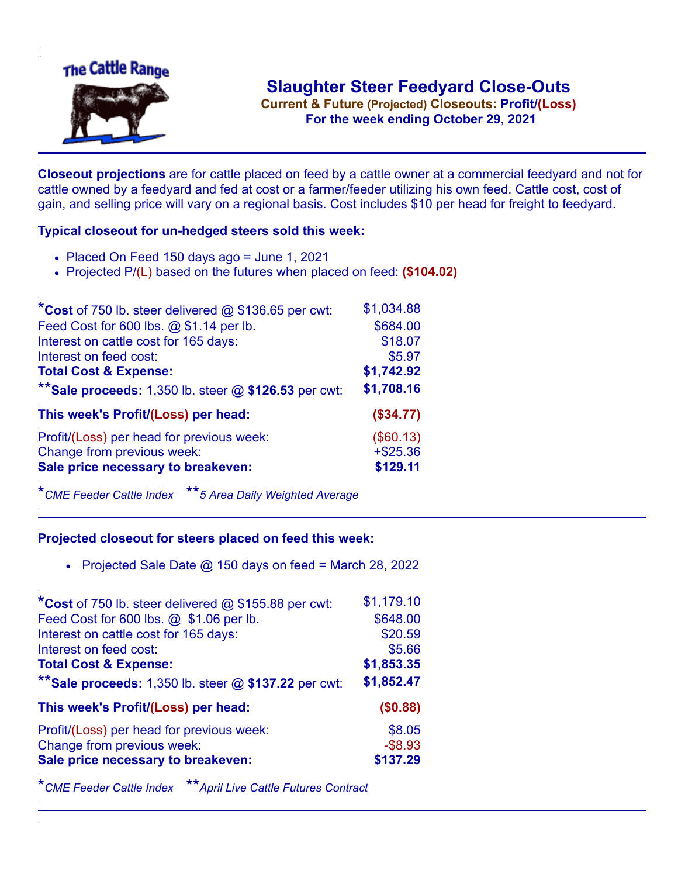The Cattle Range

# Slaughter Steer Feedyard Close-Outs

**Current & Future (Projected) Closeouts: Profit/(Loss)**

**For the week ending October 29, 2021**

**Closeout projections** are for cattle placed on feed by a cattle owner at a commercial feedyard and not for cattle owned by a feedyard and fed at cost or a farmer/feeder utilizing his own feed. Cattle cost, cost of gain, and selling price will vary on a regional basis. Cost includes $10 per head for freight to feedyard.

### Typical closeout for un-hedged steers sold this week:

- Placed On Feed 150 days ago = June 1, 2021
- Projected P/(L) based on the futures when placed on feed: **($104.02)**

| | |
|---|---|
| ***Cost** of 750 lb. steer delivered @ $136.65 per cwt: | $1,034.88 |
| Feed Cost for 600 lbs. @ $1.14 per lb. | $684.00 |
| Interest on cattle cost for 165 days: | $18.07 |
| Interest on feed cost: | $5.97 |
| **Total Cost & Expense:** | **$1,742.92** |
| ****Sale proceeds:** 1,350 lb. steer @ **$126.53** per cwt: | **$1,708.16** |
| **This week's Profit/(Loss) per head:** | **($34.77)** |
| Profit/(Loss) per head for previous week: | ($60.13) |
| Change from previous week: | +$25.36 |
| **Sale price necessary to breakeven:** | **$129.11** |

**CME Feeder Cattle Index*  ***5 Area Daily Weighted Average*

### Projected closeout for steers placed on feed this week:

- Projected Sale Date @ 150 days on feed = March 28, 2022

| | |
|---|---|
| ***Cost** of 750 lb. steer delivered @ $155.88 per cwt: | $1,179.10 |
| Feed Cost for 600 lbs. @ $1.06 per lb. | $648.00 |
| Interest on cattle cost for 165 days: | $20.59 |
| Interest on feed cost: | $5.66 |
| **Total Cost & Expense:** | **$1,853.35** |
| ****Sale proceeds:** 1,350 lb. steer @ **$137.22** per cwt: | **$1,852.47** |
| **This week's Profit/(Loss) per head:** | **($0.88)** |
| Profit/(Loss) per head for previous week: | $8.05 |
| Change from previous week: | -$8.93 |
| **Sale price necessary to breakeven:** | **$137.29** |

**CME Feeder Cattle Index*  ***April Live Cattle Futures Contract*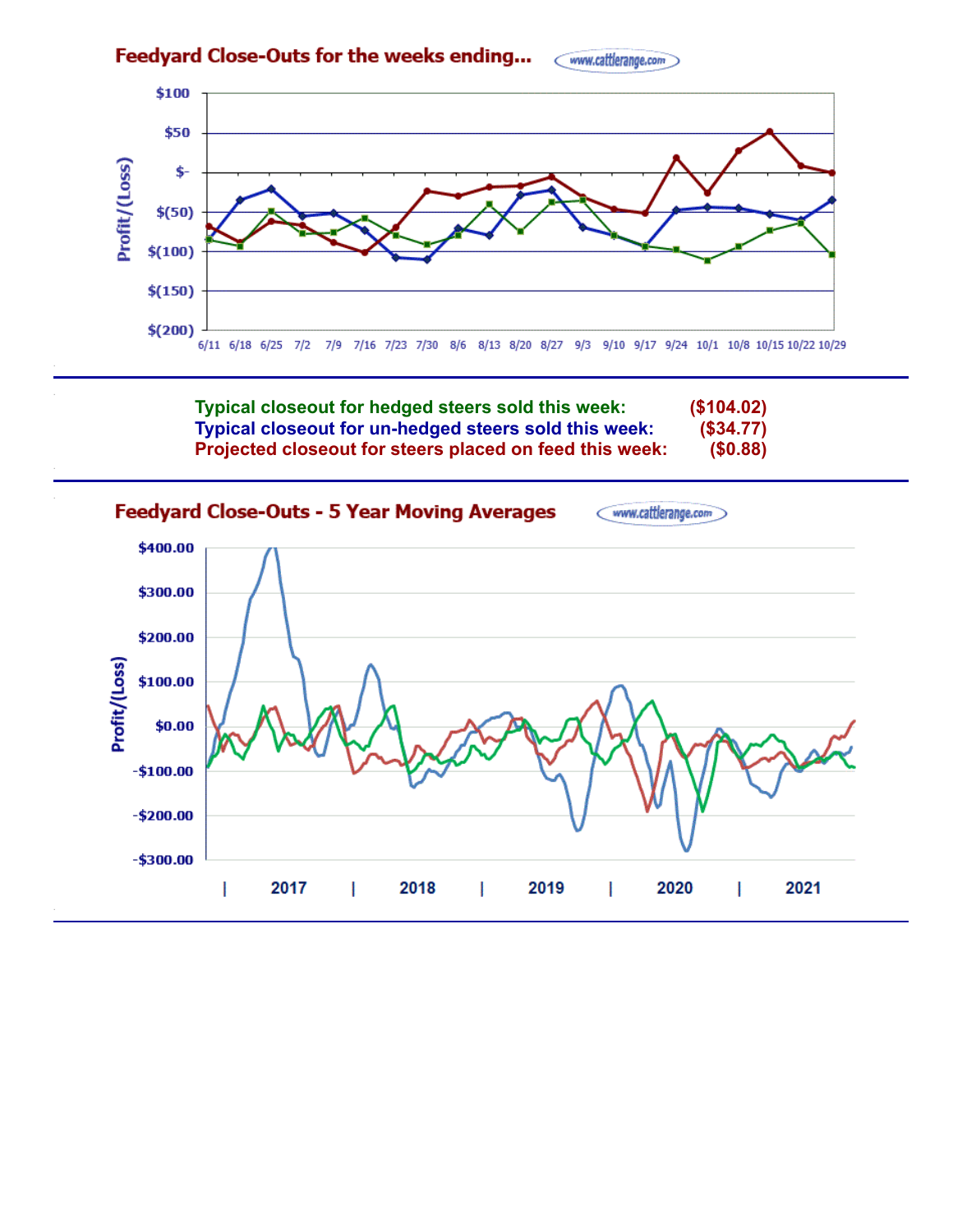## Feedyard Close-Outs for the weeks ending...

www.cattlerange.com

$100
$50
$-
$(50)
$(100)
$(150)
$(200)

Profit/(Loss)

6/11 6/18 6/25 7/2 7/9 7/16 7/23 7/30 8/6 8/13 8/20 8/27 9/3 9/10 9/17 9/24 10/1 10/8 10/15 10/22 10/29

---

**Typical closeout for hedged steers sold this week: ($104.02)**
**Typical closeout for un-hedged steers sold this week: ($34.77)**
**Projected closeout for steers placed on feed this week: ($0.88)**

---

## Feedyard Close-Outs - 5 Year Moving Averages

www.cattlerange.com

$400.00
$300.00
$200.00
$100.00
$0.00
-$100.00
-$200.00
-$300.00

Profit/(Loss)

| 2017 | 2018 | 2019 | 2020 | 2021